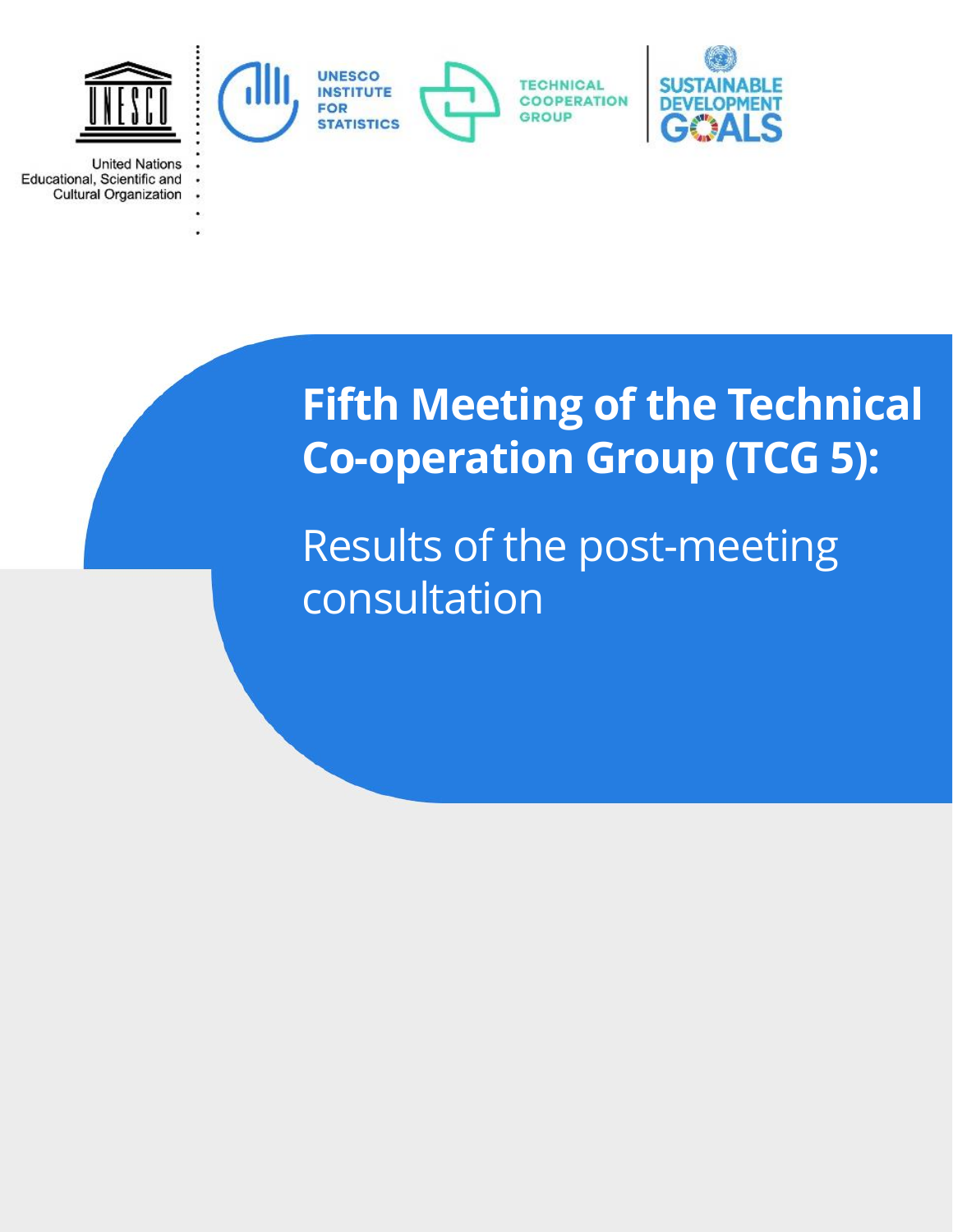United Nations Educational, Scientific and Cultural Organization

UNESCO INSTITUTE FOR STATISTICS

TECHNICAL COOPERATION GROUP

SUSTAINABLE DEVELOPMENT GOALS

# Fifth Meeting of the Technical Co-operation Group (TCG 5):

## Results of the post-meeting consultation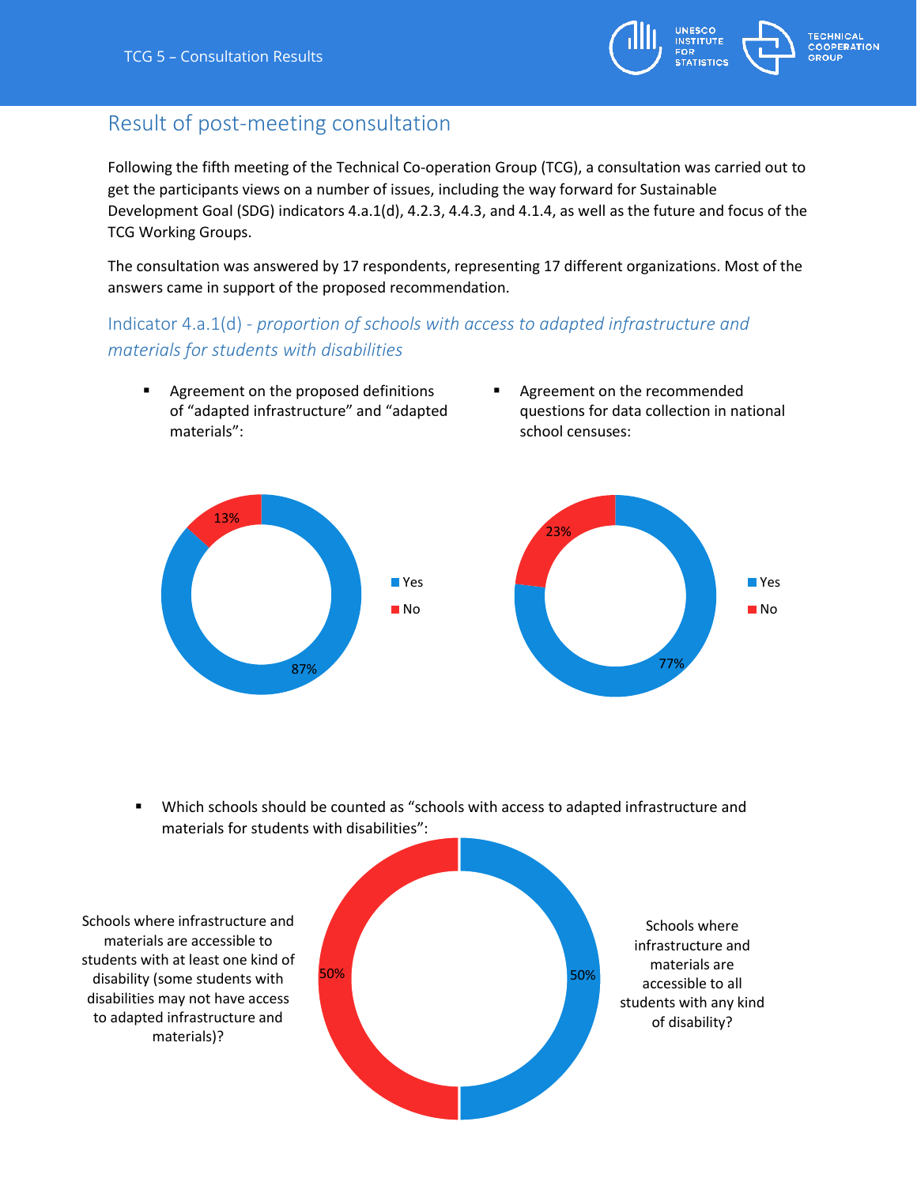## Result of post-meeting consultation

Following the fifth meeting of the Technical Co-operation Group (TCG), a consultation was carried out to get the participants views on a number of issues, including the way forward for Sustainable Development Goal (SDG) indicators 4.a.1(d), 4.2.3, 4.4.3, and 4.1.4, as well as the future and focus of the TCG Working Groups.

The consultation was answered by 17 respondents, representing 17 different organizations. Most of the answers came in support of the proposed recommendation.

### Indicator 4.a.1(d) - *proportion of schools with access to adapted infrastructure and materials for students with disabilities*

- Agreement on the proposed definitions of "adapted infrastructure" and "adapted materials":

  Yes: 87%
  No: 13%

- Agreement on the recommended questions for data collection in national school censuses:

  Yes: 77%
  No: 23%

- Which schools should be counted as "schools with access to adapted infrastructure and materials for students with disabilities":

  Schools where infrastructure and materials are accessible to students with at least one kind of disability (some students with disabilities may not have access to adapted infrastructure and materials)?: 50%

  Schools where infrastructure and materials are accessible to all students with any kind of disability?: 50%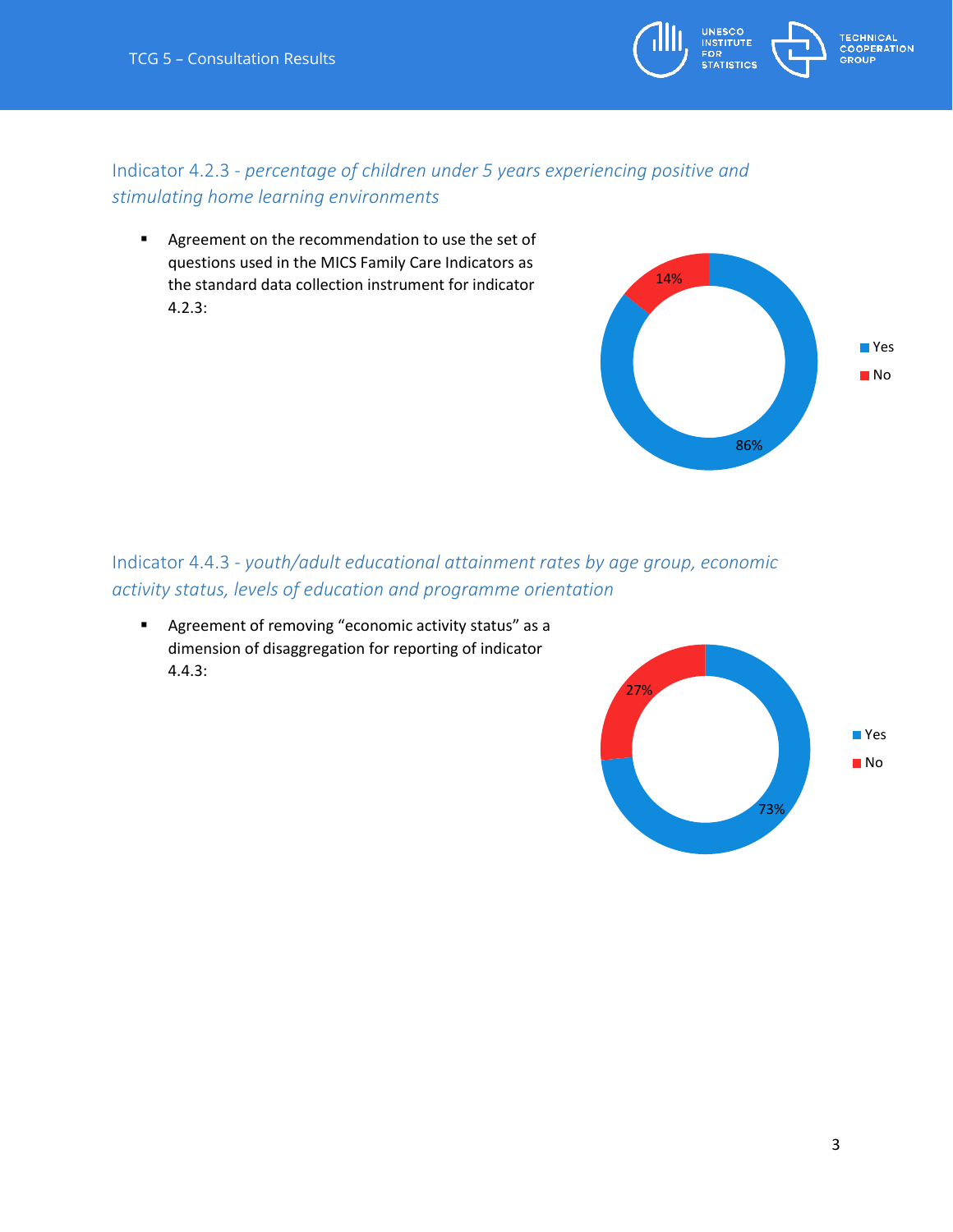## Indicator 4.2.3 - *percentage of children under 5 years experiencing positive and stimulating home learning environments*

- Agreement on the recommendation to use the set of questions used in the MICS Family Care Indicators as the standard data collection instrument for indicator 4.2.3:

| Response | Percentage |
|---|---|
| Yes | 86% |
| No | 14% |

## Indicator 4.4.3 - *youth/adult educational attainment rates by age group, economic activity status, levels of education and programme orientation*

- Agreement of removing "economic activity status" as a dimension of disaggregation for reporting of indicator 4.4.3:

| Response | Percentage |
|---|---|
| Yes | 73% |
| No | 27% |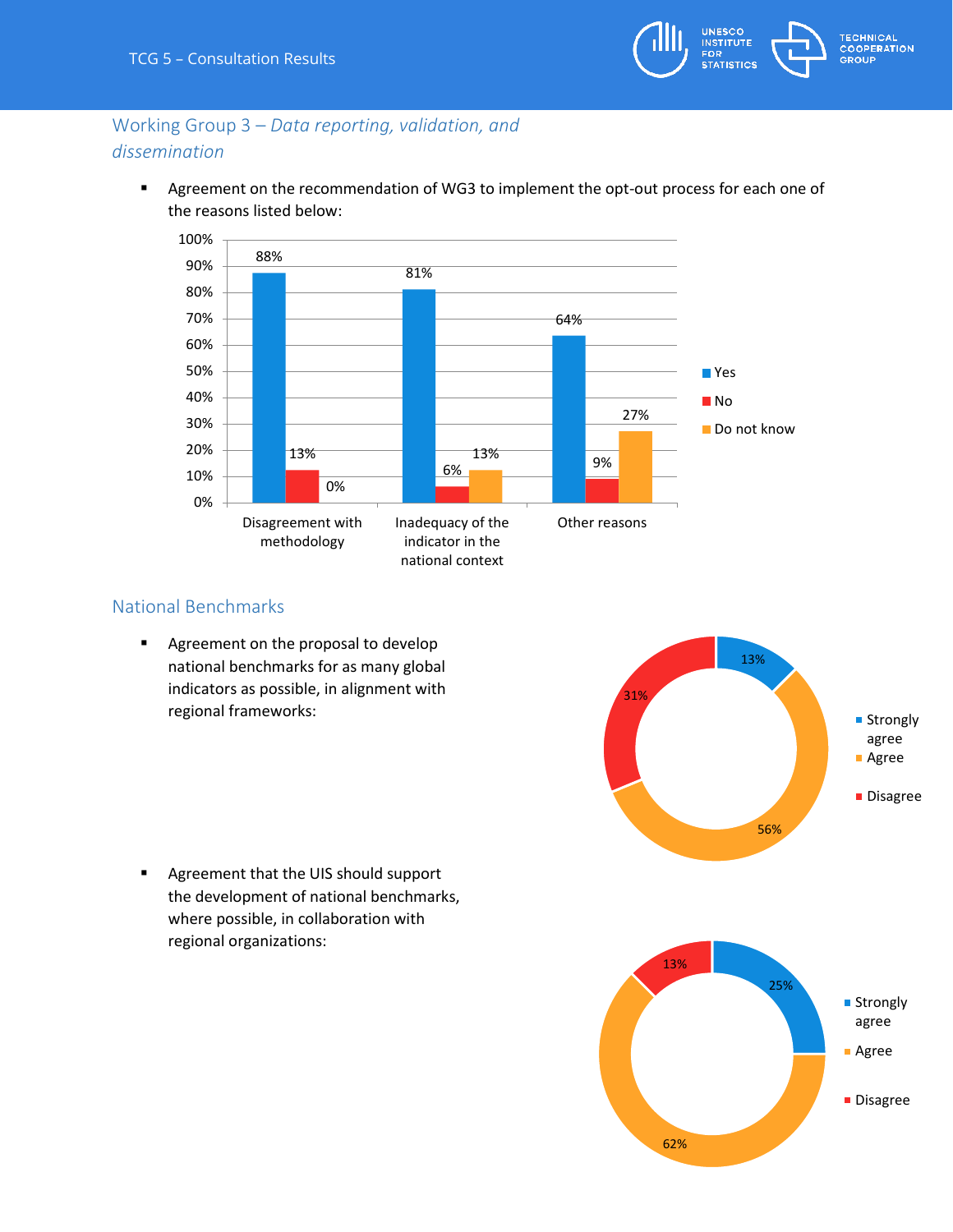## Working Group 3 – *Data reporting, validation, and dissemination*

- Agreement on the recommendation of WG3 to implement the opt-out process for each one of the reasons listed below:

| | Yes | No | Do not know |
|---|---|---|---|
| Disagreement with methodology | 88% | 13% | 0% |
| Inadequacy of the indicator in the national context | 81% | 6% | 13% |
| Other reasons | 64% | 9% | 27% |

## National Benchmarks

- Agreement on the proposal to develop national benchmarks for as many global indicators as possible, in alignment with regional frameworks:

| Strongly agree | Agree | Disagree |
|---|---|---|
| 13% | 56% | 31% |

- Agreement that the UIS should support the development of national benchmarks, where possible, in collaboration with regional organizations:

| Strongly agree | Agree | Disagree |
|---|---|---|
| 25% | 62% | 13% |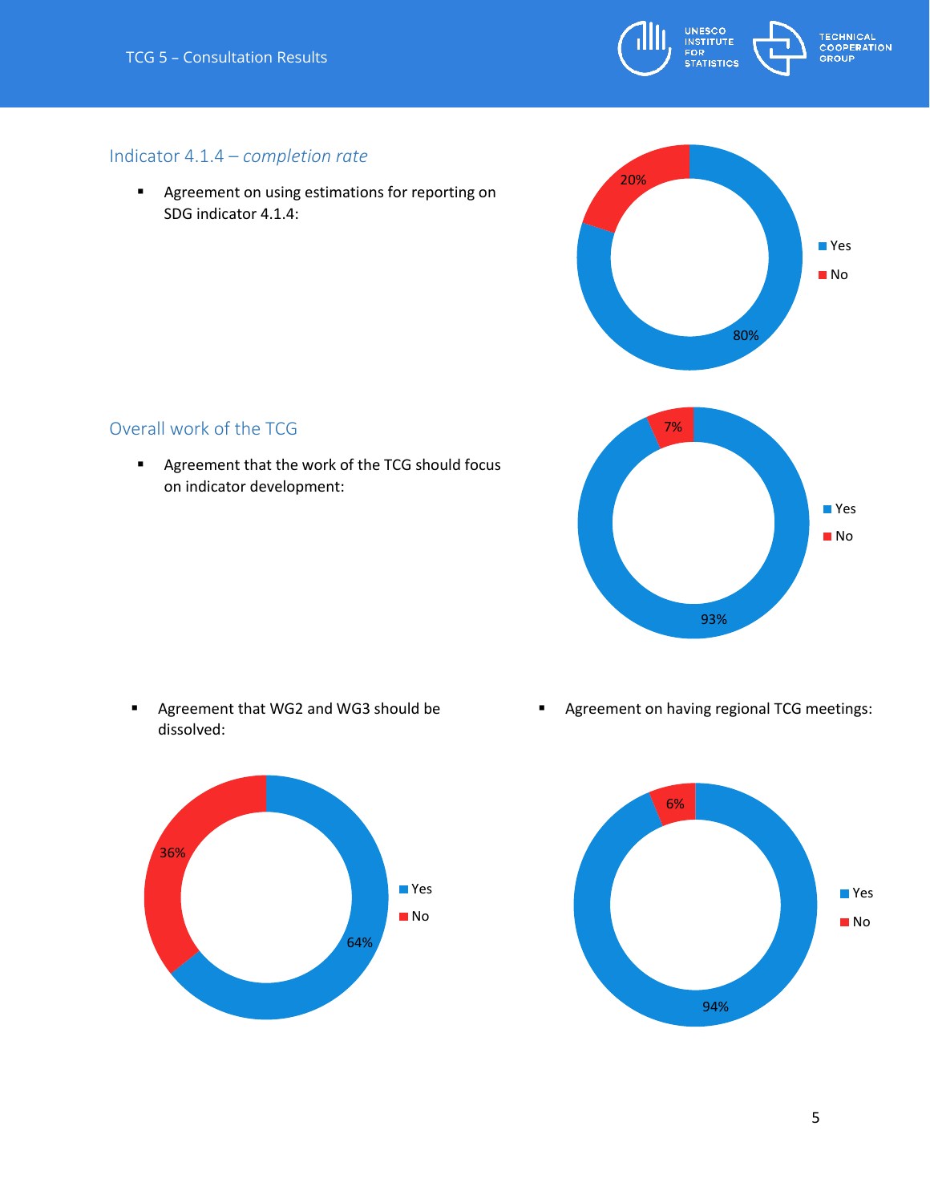## Indicator 4.1.4 – *completion rate*

- Agreement on using estimations for reporting on SDG indicator 4.1.4:

20%
80%
Yes
No

## Overall work of the TCG

- Agreement that the work of the TCG should focus on indicator development:

7%
93%
Yes
No

- Agreement that WG2 and WG3 should be dissolved:

36%
64%
Yes
No

- Agreement on having regional TCG meetings:

6%
94%
Yes
No